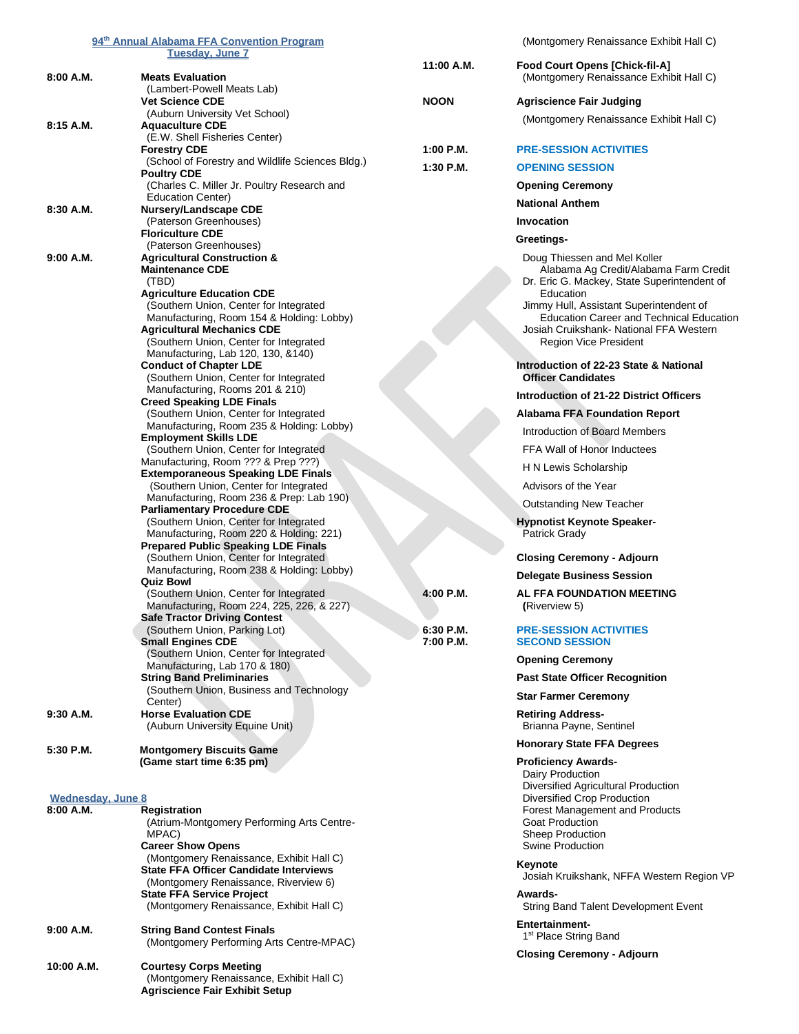# 94th Annual Alabama FFA Convention Program

## Tuesday, June 7

**8:00 A.M.**
**Meats Evaluation**
(Lambert-Powell Meats Lab)
**Vet Science CDE**
(Auburn University Vet School)

**8:15 A.M.**
**Aquaculture CDE**
(E.W. Shell Fisheries Center)
**Forestry CDE**
(School of Forestry and Wildlife Sciences Bldg.)
**Poultry CDE**
(Charles C. Miller Jr. Poultry Research and Education Center)

**8:30 A.M.**
**Nursery/Landscape CDE**
(Paterson Greenhouses)
**Floriculture CDE**
(Paterson Greenhouses)

**9:00 A.M.**
**Agricultural Construction & Maintenance CDE**
(TBD)
**Agriculture Education CDE**
(Southern Union, Center for Integrated Manufacturing, Room 154 & Holding: Lobby)
**Agricultural Mechanics CDE**
(Southern Union, Center for Integrated Manufacturing, Lab 120, 130, &140)
**Conduct of Chapter LDE**
(Southern Union, Center for Integrated Manufacturing, Rooms 201 & 210)
**Creed Speaking LDE Finals**
(Southern Union, Center for Integrated Manufacturing, Room 235 & Holding: Lobby)
**Employment Skills LDE**
(Southern Union, Center for Integrated Manufacturing, Room ??? & Prep ???)
**Extemporaneous Speaking LDE Finals**
(Southern Union, Center for Integrated Manufacturing, Room 236 & Prep: Lab 190)
**Parliamentary Procedure CDE**
(Southern Union, Center for Integrated Manufacturing, Room 220 & Holding: 221)
**Prepared Public Speaking LDE Finals**
(Southern Union, Center for Integrated Manufacturing, Room 238 & Holding: Lobby)
**Quiz Bowl**
(Southern Union, Center for Integrated Manufacturing, Room 224, 225, 226, & 227)
**Safe Tractor Driving Contest**
(Southern Union, Parking Lot)
**Small Engines CDE**
(Southern Union, Center for Integrated Manufacturing, Lab 170 & 180)
**String Band Preliminaries**
(Southern Union, Business and Technology Center)

**9:30 A.M.**
**Horse Evaluation CDE**
(Auburn University Equine Unit)

**5:30 P.M.**
**Montgomery Biscuits Game**
**(Game start time 6:35 pm)**

## Wednesday, June 8

**8:00 A.M.**
**Registration**
(Atrium-Montgomery Performing Arts Centre-MPAC)
**Career Show Opens**
(Montgomery Renaissance, Exhibit Hall C)
**State FFA Officer Candidate Interviews**
(Montgomery Renaissance, Riverview 6)
**State FFA Service Project**
(Montgomery Renaissance, Exhibit Hall C)

**9:00 A.M.**
**String Band Contest Finals**
(Montgomery Performing Arts Centre-MPAC)

**10:00 A.M.**
**Courtesy Corps Meeting**
(Montgomery Renaissance, Exhibit Hall C)
**Agriscience Fair Exhibit Setup**
(Montgomery Renaissance Exhibit Hall C)

**11:00 A.M.**
**Food Court Opens [Chick-fil-A]**
(Montgomery Renaissance Exhibit Hall C)

**NOON**
**Agriscience Fair Judging**
(Montgomery Renaissance Exhibit Hall C)

**1:00 P.M.**
**PRE-SESSION ACTIVITIES**

**1:30 P.M.**
**OPENING SESSION**

**Opening Ceremony**

**National Anthem**

**Invocation**

**Greetings-**
Doug Thiessen and Mel Koller
Alabama Ag Credit/Alabama Farm Credit
Dr. Eric G. Mackey, State Superintendent of Education
Jimmy Hull, Assistant Superintendent of Education Career and Technical Education
Josiah Cruikshank- National FFA Western Region Vice President

**Introduction of 22-23 State & National Officer Candidates**

**Introduction of 21-22 District Officers**

**Alabama FFA Foundation Report**
Introduction of Board Members
FFA Wall of Honor Inductees
H N Lewis Scholarship
Advisors of the Year
Outstanding New Teacher

**Hypnotist Keynote Speaker-**
Patrick Grady

**Closing Ceremony - Adjourn**

**Delegate Business Session**

**4:00 P.M.**
**AL FFA FOUNDATION MEETING**
**(**Riverview 5)

**6:30 P.M.**
**PRE-SESSION ACTIVITIES**

**7:00 P.M.**
**SECOND SESSION**

**Opening Ceremony**

**Past State Officer Recognition**

**Star Farmer Ceremony**

**Retiring Address-**
Brianna Payne, Sentinel

**Honorary State FFA Degrees**

**Proficiency Awards-**
Dairy Production
Diversified Agricultural Production
Diversified Crop Production
Forest Management and Products
Goat Production
Sheep Production
Swine Production

**Keynote**
Josiah Kruikshank, NFFA Western Region VP

**Awards-**
String Band Talent Development Event

**Entertainment-**
1st Place String Band

**Closing Ceremony - Adjourn**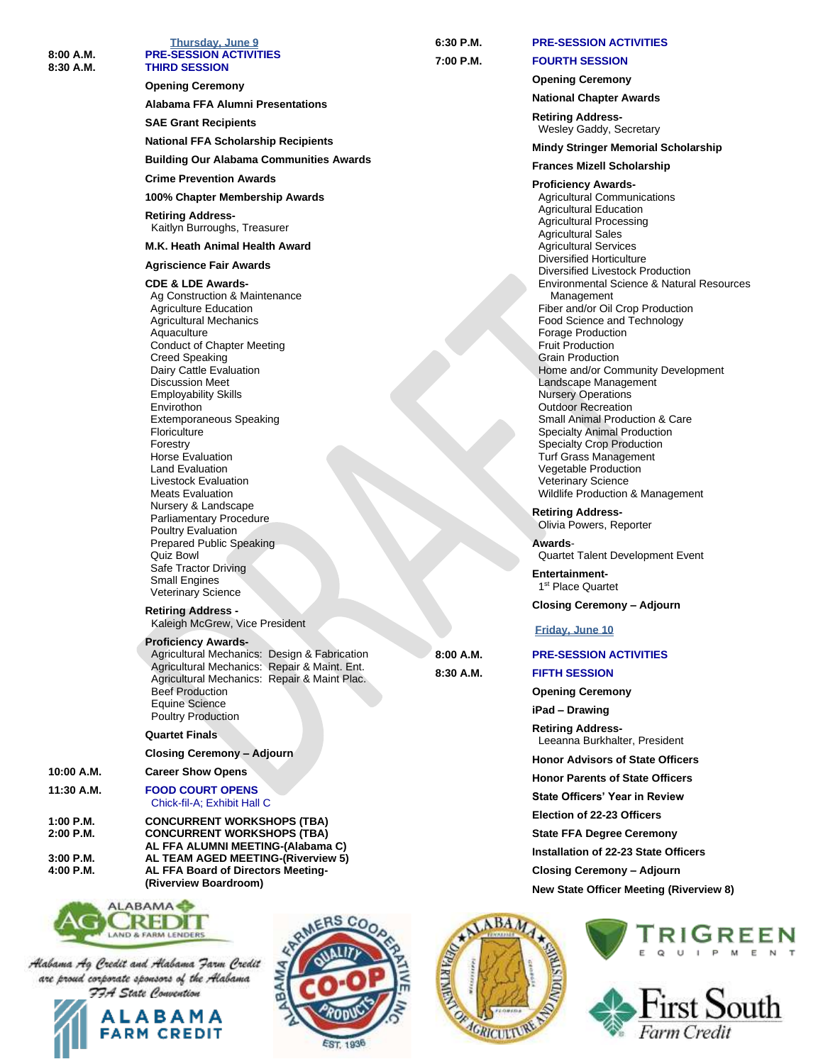**Thursday, June 9**

8:00 A.M. **PRE-SESSION ACTIVITIES**

8:30 A.M. **THIRD SESSION**

**Opening Ceremony**

**Alabama FFA Alumni Presentations**

**SAE Grant Recipients**

**National FFA Scholarship Recipients**

**Building Our Alabama Communities Awards**

**Crime Prevention Awards**

**100% Chapter Membership Awards**

**Retiring Address-**
Kaitlyn Burroughs, Treasurer

**M.K. Heath Animal Health Award**

**Agriscience Fair Awards**

**CDE & LDE Awards-**
- Ag Construction & Maintenance
- Agriculture Education
- Agricultural Mechanics
- Aquaculture
- Conduct of Chapter Meeting
- Creed Speaking
- Dairy Cattle Evaluation
- Discussion Meet
- Employability Skills
- Envirothon
- Extemporaneous Speaking
- Floriculture
- Forestry
- Horse Evaluation
- Land Evaluation
- Livestock Evaluation
- Meats Evaluation
- Nursery & Landscape
- Parliamentary Procedure
- Poultry Evaluation
- Prepared Public Speaking
- Quiz Bowl
- Safe Tractor Driving
- Small Engines
- Veterinary Science

**Retiring Address -**
Kaleigh McGrew, Vice President

**Proficiency Awards-**
- Agricultural Mechanics: Design & Fabrication
- Agricultural Mechanics: Repair & Maint. Ent.
- Agricultural Mechanics: Repair & Maint Plac.
- Beef Production
- Equine Science
- Poultry Production

**Quartet Finals**

**Closing Ceremony – Adjourn**

10:00 A.M. **Career Show Opens**

11:30 A.M. **FOOD COURT OPENS**
Chick-fil-A; Exhibit Hall C

1:00 P.M. **CONCURRENT WORKSHOPS (TBA)**

2:00 P.M. **CONCURRENT WORKSHOPS (TBA)**
**AL FFA ALUMNI MEETING-(Alabama C)**

3:00 P.M. **AL TEAM AGED MEETING-(Riverview 5)**

4:00 P.M. **AL FFA Board of Directors Meeting-(Riverview Boardroom)**

6:30 P.M. **PRE-SESSION ACTIVITIES**

7:00 P.M. **FOURTH SESSION**

**Opening Ceremony**

**National Chapter Awards**

**Retiring Address-**
Wesley Gaddy, Secretary

**Mindy Stringer Memorial Scholarship**

**Frances Mizell Scholarship**

**Proficiency Awards-**
- Agricultural Communications
- Agricultural Education
- Agricultural Processing
- Agricultural Sales
- Agricultural Services
- Diversified Horticulture
- Diversified Livestock Production
- Environmental Science & Natural Resources Management
- Fiber and/or Oil Crop Production
- Food Science and Technology
- Forage Production
- Fruit Production
- Grain Production
- Home and/or Community Development
- Landscape Management
- Nursery Operations
- Outdoor Recreation
- Small Animal Production & Care
- Specialty Animal Production
- Specialty Crop Production
- Turf Grass Management
- Vegetable Production
- Veterinary Science
- Wildlife Production & Management

**Retiring Address-**
Olivia Powers, Reporter

**Awards-**
Quartet Talent Development Event

**Entertainment-**
1st Place Quartet

**Closing Ceremony – Adjourn**

**Friday, June 10**

8:00 A.M. **PRE-SESSION ACTIVITIES**

8:30 A.M. **FIFTH SESSION**

**Opening Ceremony**

**iPad – Drawing**

**Retiring Address-**
Leeanna Burkhalter, President

**Honor Advisors of State Officers**

**Honor Parents of State Officers**

**State Officers' Year in Review**

**Election of 22-23 Officers**

**State FFA Degree Ceremony**

**Installation of 22-23 State Officers**

**Closing Ceremony – Adjourn**

**New State Officer Meeting (Riverview 8)**

ALABAMA AG CREDIT LAND & FARM LENDERS

*Alabama Ag Credit and Alabama Farm Credit are proud corporate sponsors of the Alabama FFA State Convention*

ALABAMA FARM CREDIT

ALABAMA FARMERS COOPERATIVE, INC. QUALITY CO-OP PRODUCTS EST. 1936

ALABAMA DEPARTMENT OF AGRICULTURE AND INDUSTRIES

TRIGREEN EQUIPMENT

First South Farm Credit